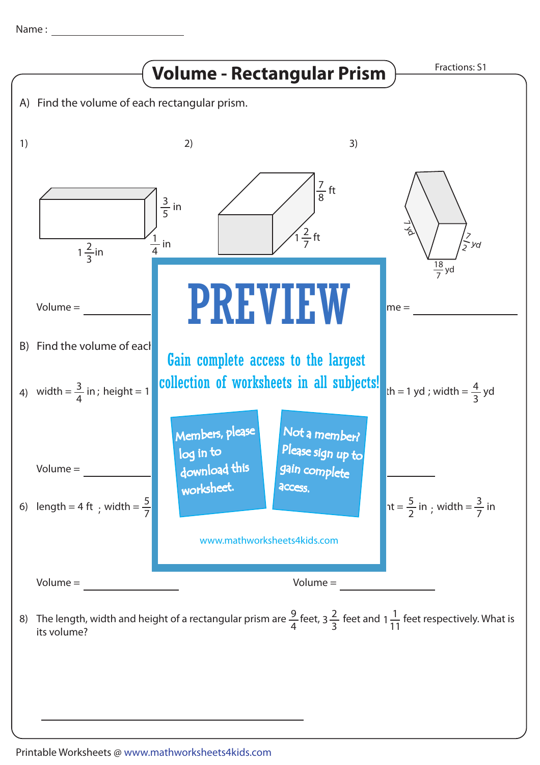Name : ____________________

# Volume - Rectangular Prism

Fractions: S1

A) Find the volume of each rectangular prism.

1) $\frac{3}{5}$ in ; $1\frac{2}{3}$ in ; $\frac{1}{4}$ in

Volume = ____________

2) $\frac{7}{8}$ ft ; $1\frac{2}{7}$ ft

3) $\frac{7}{2}$ yd ; $\frac{18}{7}$ yd ; $\frac{7}{2}$ yd

me = ____________

B) Find the volume of each

4) width = $\frac{3}{4}$ in ; height = 1

th = 1 yd ; width = $\frac{4}{3}$ yd

Volume = ____________

PREVIEW

Gain complete access to the largest collection of worksheets in all subjects!

Members, please log in to download this worksheet.

Not a member? Please sign up to gain complete access.

www.mathworksheets4kids.com

6) length = 4 ft ; width = $\frac{5}{7}$

nt = $\frac{5}{2}$ in ; width = $\frac{3}{7}$ in

Volume = ____________ Volume = ____________

8) The length, width and height of a rectangular prism are $\frac{9}{4}$ feet, $3\frac{2}{3}$ feet and $1\frac{1}{11}$ feet respectively. What is its volume?

____________________________________________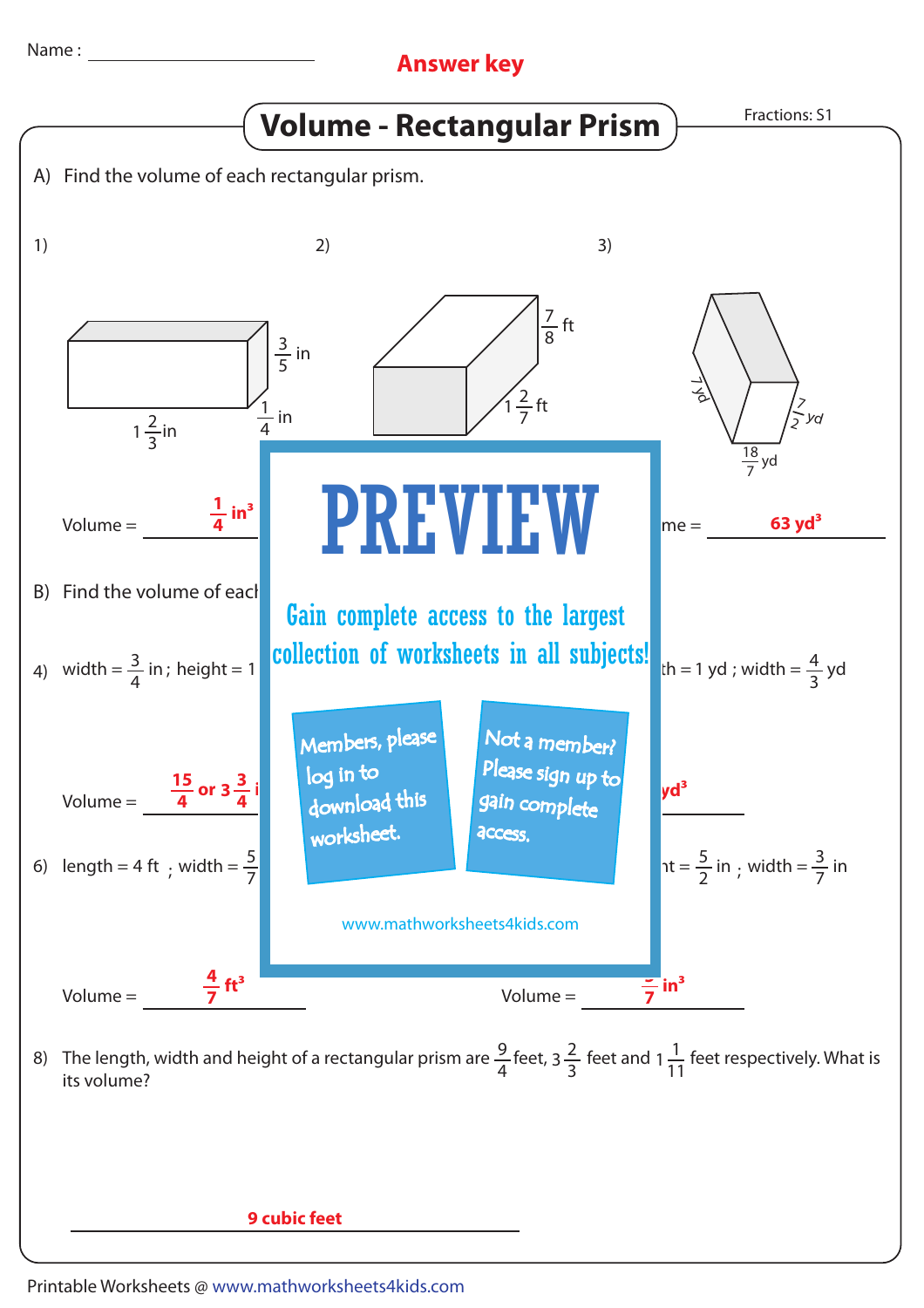Name : ______________________

**Answer key**

# Volume - Rectangular Prism

Fractions: S1

A) Find the volume of each rectangular prism.

1)

$\frac{3}{5}$ in

$1\frac{2}{3}$ in

$\frac{1}{4}$ in

Volume = $\frac{1}{4}$ in$^3$

2)

$\frac{7}{8}$ ft

$1\frac{2}{7}$ ft

3)

7 yd

$\frac{7}{2}$ yd

$\frac{18}{7}$ yd

Volume = **63 yd$^3$**

**PREVIEW**

Gain complete access to the largest collection of worksheets in all subjects!

Members, please log in to download this worksheet.

Not a member? Please sign up to gain complete access.

www.mathworksheets4kids.com

B) Find the volume of each

4) width = $\frac{3}{4}$ in ; height = 1

Volume = $\frac{15}{4}$ or $3\frac{3}{4}$

th = 1 yd ; width = $\frac{4}{3}$ yd

yd$^3$

6) length = 4 ft ; width = $\frac{5}{7}$

Volume = $\frac{4}{7}$ ft$^3$

ht = $\frac{5}{2}$ in ; width = $\frac{3}{7}$ in

Volume = $\frac{\ }{7}$ in$^3$

8) The length, width and height of a rectangular prism are $\frac{9}{4}$ feet, $3\frac{2}{3}$ feet and $1\frac{1}{11}$ feet respectively. What is its volume?

**9 cubic feet**